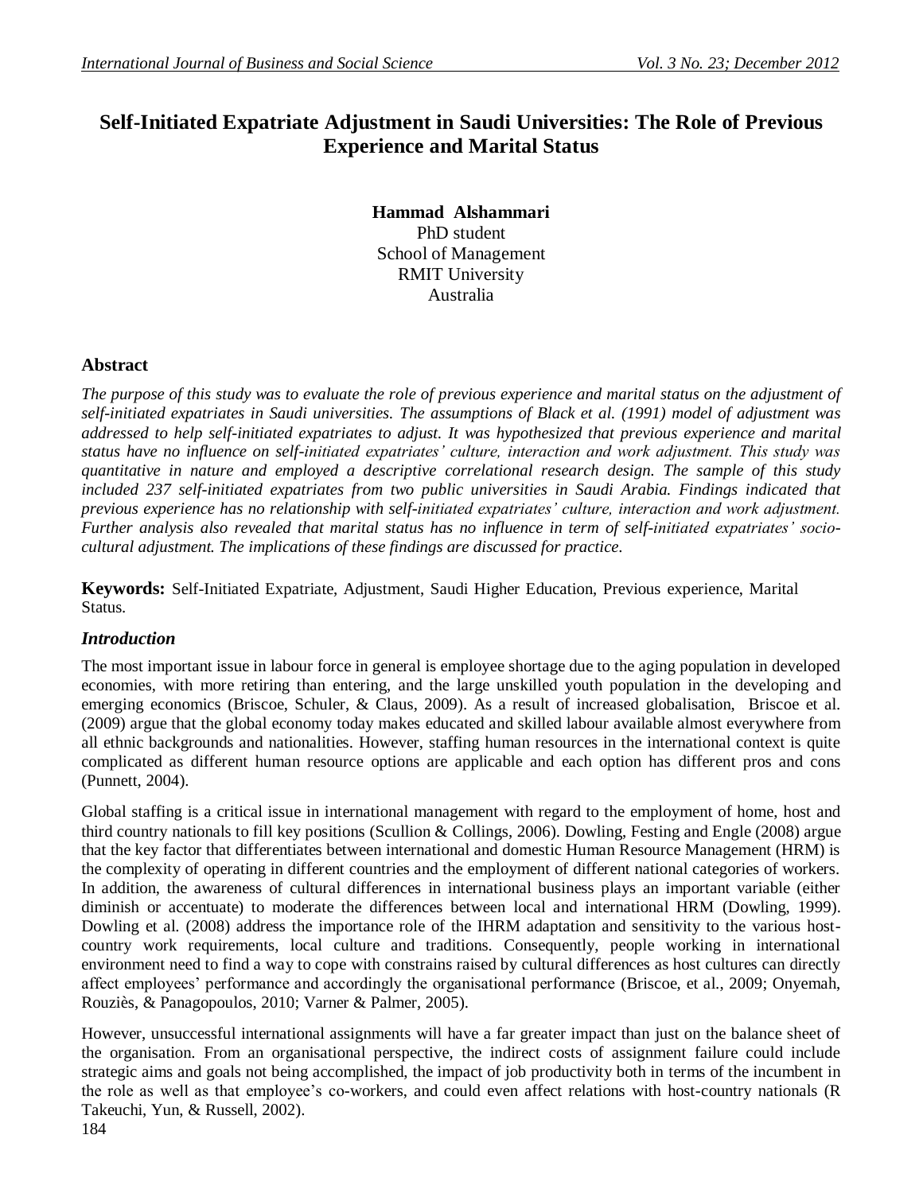# Self-Initiated Expatriate Adjustment in Saudi Universities: The Role of Previous Experience and Marital Status

**Hammad Alshammari**
PhD student
School of Management
RMIT University
Australia

## Abstract

*The purpose of this study was to evaluate the role of previous experience and marital status on the adjustment of self-initiated expatriates in Saudi universities. The assumptions of Black et al. (1991) model of adjustment was addressed to help self-initiated expatriates to adjust. It was hypothesized that previous experience and marital status have no influence on self-initiated expatriates' culture, interaction and work adjustment. This study was quantitative in nature and employed a descriptive correlational research design. The sample of this study included 237 self-initiated expatriates from two public universities in Saudi Arabia. Findings indicated that previous experience has no relationship with self-initiated expatriates' culture, interaction and work adjustment. Further analysis also revealed that marital status has no influence in term of self-initiated expatriates' socio-cultural adjustment. The implications of these findings are discussed for practice.*

**Keywords:** Self-Initiated Expatriate, Adjustment, Saudi Higher Education, Previous experience, Marital Status.

## *Introduction*

The most important issue in labour force in general is employee shortage due to the aging population in developed economies, with more retiring than entering, and the large unskilled youth population in the developing and emerging economics (Briscoe, Schuler, & Claus, 2009). As a result of increased globalisation, Briscoe et al. (2009) argue that the global economy today makes educated and skilled labour available almost everywhere from all ethnic backgrounds and nationalities. However, staffing human resources in the international context is quite complicated as different human resource options are applicable and each option has different pros and cons (Punnett, 2004).

Global staffing is a critical issue in international management with regard to the employment of home, host and third country nationals to fill key positions (Scullion & Collings, 2006). Dowling, Festing and Engle (2008) argue that the key factor that differentiates between international and domestic Human Resource Management (HRM) is the complexity of operating in different countries and the employment of different national categories of workers. In addition, the awareness of cultural differences in international business plays an important variable (either diminish or accentuate) to moderate the differences between local and international HRM (Dowling, 1999). Dowling et al. (2008) address the importance role of the IHRM adaptation and sensitivity to the various host-country work requirements, local culture and traditions. Consequently, people working in international environment need to find a way to cope with constrains raised by cultural differences as host cultures can directly affect employees' performance and accordingly the organisational performance (Briscoe, et al., 2009; Onyemah, Rouziès, & Panagopoulos, 2010; Varner & Palmer, 2005).

However, unsuccessful international assignments will have a far greater impact than just on the balance sheet of the organisation. From an organisational perspective, the indirect costs of assignment failure could include strategic aims and goals not being accomplished, the impact of job productivity both in terms of the incumbent in the role as well as that employee's co-workers, and could even affect relations with host-country nationals (R Takeuchi, Yun, & Russell, 2002).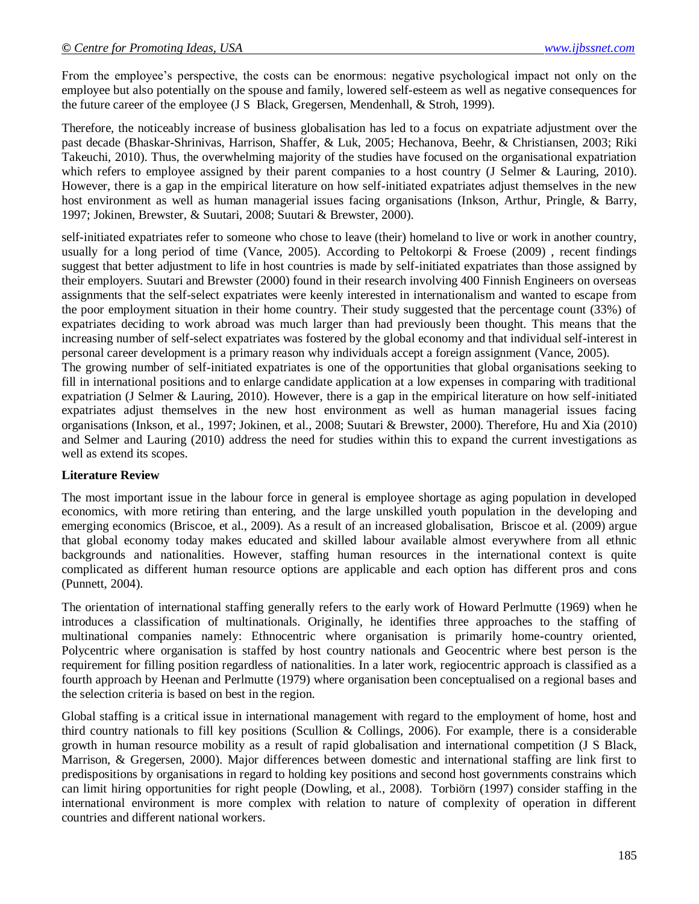From the employee's perspective, the costs can be enormous: negative psychological impact not only on the employee but also potentially on the spouse and family, lowered self-esteem as well as negative consequences for the future career of the employee (J S Black, Gregersen, Mendenhall, & Stroh, 1999).

Therefore, the noticeably increase of business globalisation has led to a focus on expatriate adjustment over the past decade (Bhaskar-Shrinivas, Harrison, Shaffer, & Luk, 2005; Hechanova, Beehr, & Christiansen, 2003; Riki Takeuchi, 2010). Thus, the overwhelming majority of the studies have focused on the organisational expatriation which refers to employee assigned by their parent companies to a host country (J Selmer & Lauring, 2010). However, there is a gap in the empirical literature on how self-initiated expatriates adjust themselves in the new host environment as well as human managerial issues facing organisations (Inkson, Arthur, Pringle, & Barry, 1997; Jokinen, Brewster, & Suutari, 2008; Suutari & Brewster, 2000).

self-initiated expatriates refer to someone who chose to leave (their) homeland to live or work in another country, usually for a long period of time (Vance, 2005). According to Peltokorpi & Froese (2009) , recent findings suggest that better adjustment to life in host countries is made by self-initiated expatriates than those assigned by their employers. Suutari and Brewster (2000) found in their research involving 400 Finnish Engineers on overseas assignments that the self-select expatriates were keenly interested in internationalism and wanted to escape from the poor employment situation in their home country. Their study suggested that the percentage count (33%) of expatriates deciding to work abroad was much larger than had previously been thought. This means that the increasing number of self-select expatriates was fostered by the global economy and that individual self-interest in personal career development is a primary reason why individuals accept a foreign assignment (Vance, 2005).

The growing number of self-initiated expatriates is one of the opportunities that global organisations seeking to fill in international positions and to enlarge candidate application at a low expenses in comparing with traditional expatriation (J Selmer & Lauring, 2010). However, there is a gap in the empirical literature on how self-initiated expatriates adjust themselves in the new host environment as well as human managerial issues facing organisations (Inkson, et al., 1997; Jokinen, et al., 2008; Suutari & Brewster, 2000). Therefore, Hu and Xia (2010) and Selmer and Lauring (2010) address the need for studies within this to expand the current investigations as well as extend its scopes.

**Literature Review**

The most important issue in the labour force in general is employee shortage as aging population in developed economics, with more retiring than entering, and the large unskilled youth population in the developing and emerging economics (Briscoe, et al., 2009). As a result of an increased globalisation, Briscoe et al. (2009) argue that global economy today makes educated and skilled labour available almost everywhere from all ethnic backgrounds and nationalities. However, staffing human resources in the international context is quite complicated as different human resource options are applicable and each option has different pros and cons (Punnett, 2004).

The orientation of international staffing generally refers to the early work of Howard Perlmutte (1969) when he introduces a classification of multinationals. Originally, he identifies three approaches to the staffing of multinational companies namely: Ethnocentric where organisation is primarily home-country oriented, Polycentric where organisation is staffed by host country nationals and Geocentric where best person is the requirement for filling position regardless of nationalities. In a later work, regiocentric approach is classified as a fourth approach by Heenan and Perlmutte (1979) where organisation been conceptualised on a regional bases and the selection criteria is based on best in the region.

Global staffing is a critical issue in international management with regard to the employment of home, host and third country nationals to fill key positions (Scullion & Collings, 2006). For example, there is a considerable growth in human resource mobility as a result of rapid globalisation and international competition (J S Black, Marrison, & Gregersen, 2000). Major differences between domestic and international staffing are link first to predispositions by organisations in regard to holding key positions and second host governments constrains which can limit hiring opportunities for right people (Dowling, et al., 2008). Torbiörn (1997) consider staffing in the international environment is more complex with relation to nature of complexity of operation in different countries and different national workers.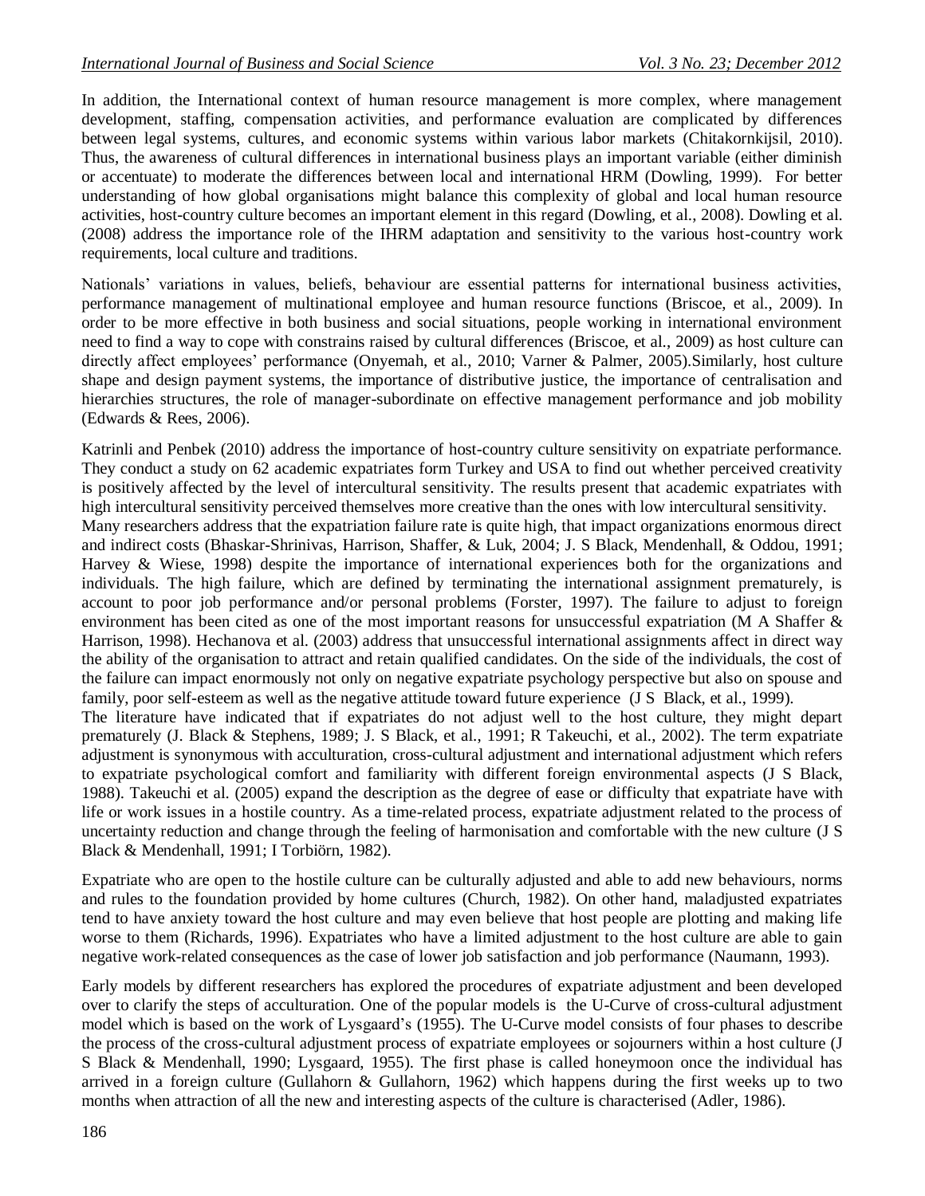In addition, the International context of human resource management is more complex, where management development, staffing, compensation activities, and performance evaluation are complicated by differences between legal systems, cultures, and economic systems within various labor markets (Chitakornkijsil, 2010). Thus, the awareness of cultural differences in international business plays an important variable (either diminish or accentuate) to moderate the differences between local and international HRM (Dowling, 1999). For better understanding of how global organisations might balance this complexity of global and local human resource activities, host-country culture becomes an important element in this regard (Dowling, et al., 2008). Dowling et al. (2008) address the importance role of the IHRM adaptation and sensitivity to the various host-country work requirements, local culture and traditions.

Nationals' variations in values, beliefs, behaviour are essential patterns for international business activities, performance management of multinational employee and human resource functions (Briscoe, et al., 2009). In order to be more effective in both business and social situations, people working in international environment need to find a way to cope with constrains raised by cultural differences (Briscoe, et al., 2009) as host culture can directly affect employees' performance (Onyemah, et al., 2010; Varner & Palmer, 2005).Similarly, host culture shape and design payment systems, the importance of distributive justice, the importance of centralisation and hierarchies structures, the role of manager-subordinate on effective management performance and job mobility (Edwards & Rees, 2006).

Katrinli and Penbek (2010) address the importance of host-country culture sensitivity on expatriate performance. They conduct a study on 62 academic expatriates form Turkey and USA to find out whether perceived creativity is positively affected by the level of intercultural sensitivity. The results present that academic expatriates with high intercultural sensitivity perceived themselves more creative than the ones with low intercultural sensitivity.

Many researchers address that the expatriation failure rate is quite high, that impact organizations enormous direct and indirect costs (Bhaskar-Shrinivas, Harrison, Shaffer, & Luk, 2004; J. S Black, Mendenhall, & Oddou, 1991; Harvey & Wiese, 1998) despite the importance of international experiences both for the organizations and individuals. The high failure, which are defined by terminating the international assignment prematurely, is account to poor job performance and/or personal problems (Forster, 1997). The failure to adjust to foreign environment has been cited as one of the most important reasons for unsuccessful expatriation (M A Shaffer & Harrison, 1998). Hechanova et al. (2003) address that unsuccessful international assignments affect in direct way the ability of the organisation to attract and retain qualified candidates. On the side of the individuals, the cost of the failure can impact enormously not only on negative expatriate psychology perspective but also on spouse and family, poor self-esteem as well as the negative attitude toward future experience (J S Black, et al., 1999).

The literature have indicated that if expatriates do not adjust well to the host culture, they might depart prematurely (J. Black & Stephens, 1989; J. S Black, et al., 1991; R Takeuchi, et al., 2002). The term expatriate adjustment is synonymous with acculturation, cross-cultural adjustment and international adjustment which refers to expatriate psychological comfort and familiarity with different foreign environmental aspects (J S Black, 1988). Takeuchi et al. (2005) expand the description as the degree of ease or difficulty that expatriate have with life or work issues in a hostile country. As a time-related process, expatriate adjustment related to the process of uncertainty reduction and change through the feeling of harmonisation and comfortable with the new culture (J S Black & Mendenhall, 1991; I Torbiörn, 1982).

Expatriate who are open to the hostile culture can be culturally adjusted and able to add new behaviours, norms and rules to the foundation provided by home cultures (Church, 1982). On other hand, maladjusted expatriates tend to have anxiety toward the host culture and may even believe that host people are plotting and making life worse to them (Richards, 1996). Expatriates who have a limited adjustment to the host culture are able to gain negative work-related consequences as the case of lower job satisfaction and job performance (Naumann, 1993).

Early models by different researchers has explored the procedures of expatriate adjustment and been developed over to clarify the steps of acculturation. One of the popular models is the U-Curve of cross-cultural adjustment model which is based on the work of Lysgaard's (1955). The U-Curve model consists of four phases to describe the process of the cross-cultural adjustment process of expatriate employees or sojourners within a host culture (J S Black & Mendenhall, 1990; Lysgaard, 1955). The first phase is called honeymoon once the individual has arrived in a foreign culture (Gullahorn & Gullahorn, 1962) which happens during the first weeks up to two months when attraction of all the new and interesting aspects of the culture is characterised (Adler, 1986).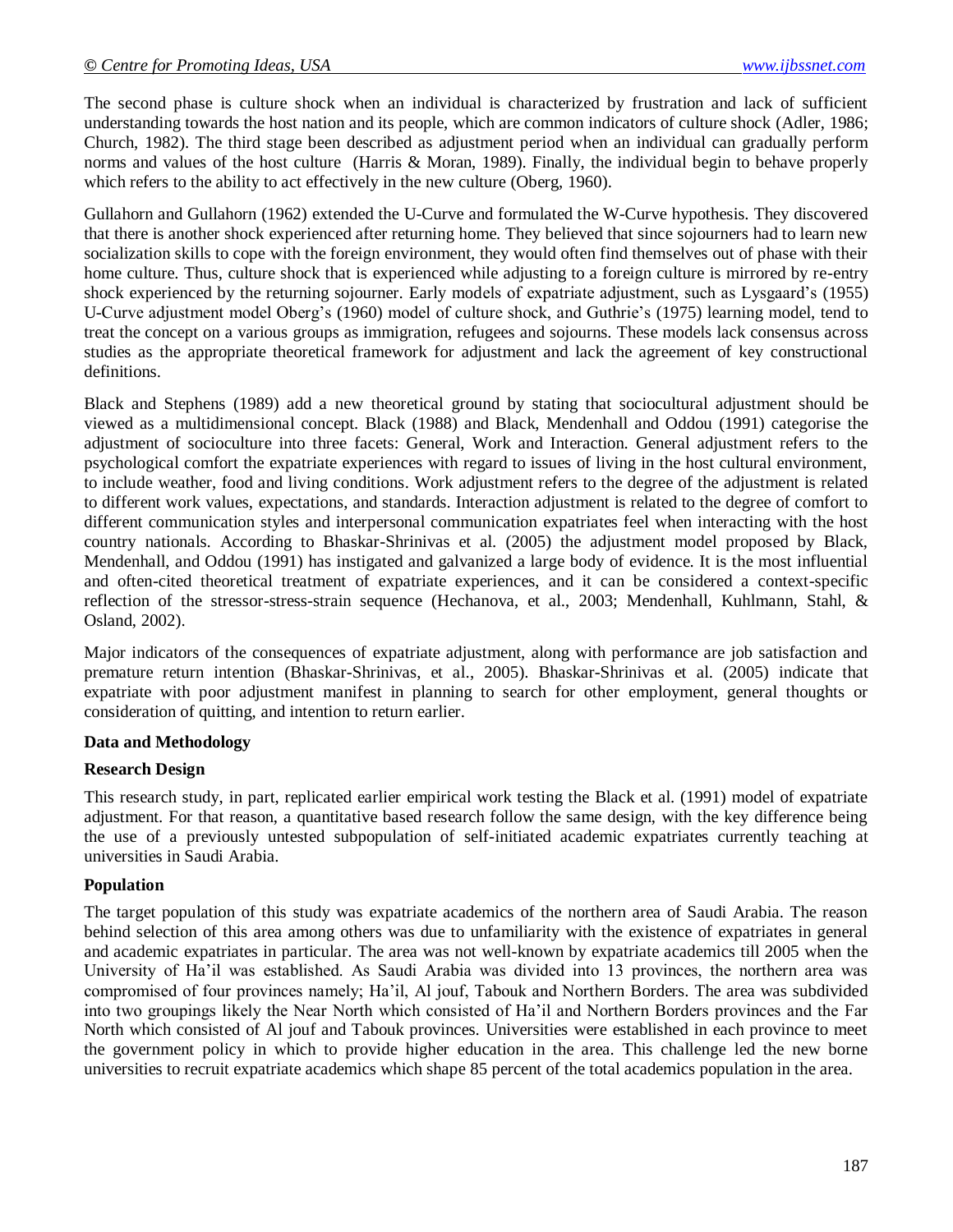The second phase is culture shock when an individual is characterized by frustration and lack of sufficient understanding towards the host nation and its people, which are common indicators of culture shock (Adler, 1986; Church, 1982). The third stage been described as adjustment period when an individual can gradually perform norms and values of the host culture (Harris & Moran, 1989). Finally, the individual begin to behave properly which refers to the ability to act effectively in the new culture (Oberg, 1960).

Gullahorn and Gullahorn (1962) extended the U-Curve and formulated the W-Curve hypothesis. They discovered that there is another shock experienced after returning home. They believed that since sojourners had to learn new socialization skills to cope with the foreign environment, they would often find themselves out of phase with their home culture. Thus, culture shock that is experienced while adjusting to a foreign culture is mirrored by re-entry shock experienced by the returning sojourner. Early models of expatriate adjustment, such as Lysgaard's (1955) U-Curve adjustment model Oberg's (1960) model of culture shock, and Guthrie's (1975) learning model, tend to treat the concept on a various groups as immigration, refugees and sojourns. These models lack consensus across studies as the appropriate theoretical framework for adjustment and lack the agreement of key constructional definitions.

Black and Stephens (1989) add a new theoretical ground by stating that sociocultural adjustment should be viewed as a multidimensional concept. Black (1988) and Black, Mendenhall and Oddou (1991) categorise the adjustment of socioculture into three facets: General, Work and Interaction. General adjustment refers to the psychological comfort the expatriate experiences with regard to issues of living in the host cultural environment, to include weather, food and living conditions. Work adjustment refers to the degree of the adjustment is related to different work values, expectations, and standards. Interaction adjustment is related to the degree of comfort to different communication styles and interpersonal communication expatriates feel when interacting with the host country nationals. According to Bhaskar-Shrinivas et al. (2005) the adjustment model proposed by Black, Mendenhall, and Oddou (1991) has instigated and galvanized a large body of evidence. It is the most influential and often-cited theoretical treatment of expatriate experiences, and it can be considered a context-specific reflection of the stressor-stress-strain sequence (Hechanova, et al., 2003; Mendenhall, Kuhlmann, Stahl, & Osland, 2002).

Major indicators of the consequences of expatriate adjustment, along with performance are job satisfaction and premature return intention (Bhaskar-Shrinivas, et al., 2005). Bhaskar-Shrinivas et al. (2005) indicate that expatriate with poor adjustment manifest in planning to search for other employment, general thoughts or consideration of quitting, and intention to return earlier.

## Data and Methodology

### Research Design

This research study, in part, replicated earlier empirical work testing the Black et al. (1991) model of expatriate adjustment. For that reason, a quantitative based research follow the same design, with the key difference being the use of a previously untested subpopulation of self-initiated academic expatriates currently teaching at universities in Saudi Arabia.

### Population

The target population of this study was expatriate academics of the northern area of Saudi Arabia. The reason behind selection of this area among others was due to unfamiliarity with the existence of expatriates in general and academic expatriates in particular. The area was not well-known by expatriate academics till 2005 when the University of Ha'il was established. As Saudi Arabia was divided into 13 provinces, the northern area was compromised of four provinces namely; Ha'il, Al jouf, Tabouk and Northern Borders. The area was subdivided into two groupings likely the Near North which consisted of Ha'il and Northern Borders provinces and the Far North which consisted of Al jouf and Tabouk provinces. Universities were established in each province to meet the government policy in which to provide higher education in the area. This challenge led the new borne universities to recruit expatriate academics which shape 85 percent of the total academics population in the area.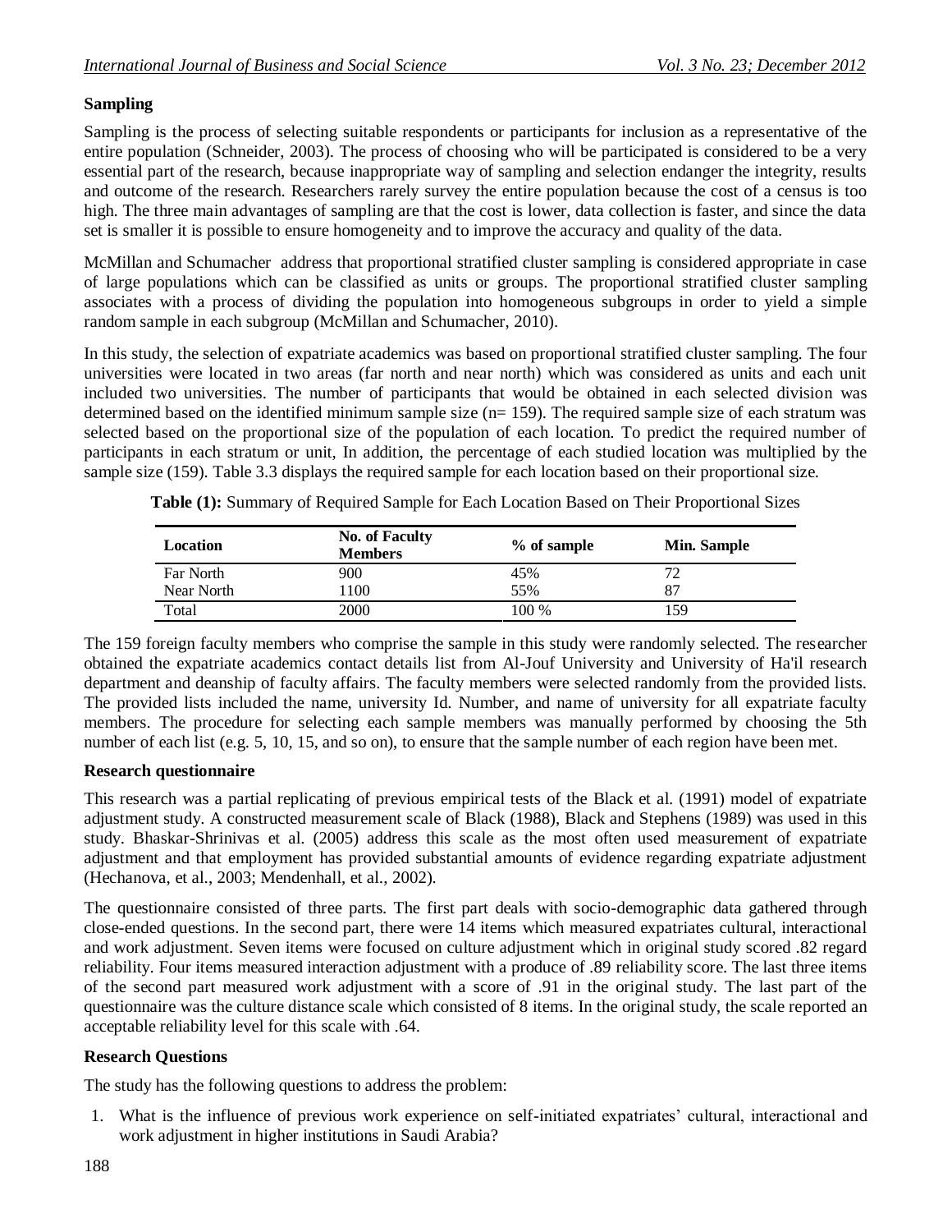## Sampling

Sampling is the process of selecting suitable respondents or participants for inclusion as a representative of the entire population (Schneider, 2003). The process of choosing who will be participated is considered to be a very essential part of the research, because inappropriate way of sampling and selection endanger the integrity, results and outcome of the research. Researchers rarely survey the entire population because the cost of a census is too high. The three main advantages of sampling are that the cost is lower, data collection is faster, and since the data set is smaller it is possible to ensure homogeneity and to improve the accuracy and quality of the data.

McMillan and Schumacher address that proportional stratified cluster sampling is considered appropriate in case of large populations which can be classified as units or groups. The proportional stratified cluster sampling associates with a process of dividing the population into homogeneous subgroups in order to yield a simple random sample in each subgroup (McMillan and Schumacher, 2010).

In this study, the selection of expatriate academics was based on proportional stratified cluster sampling. The four universities were located in two areas (far north and near north) which was considered as units and each unit included two universities. The number of participants that would be obtained in each selected division was determined based on the identified minimum sample size (n= 159). The required sample size of each stratum was selected based on the proportional size of the population of each location. To predict the required number of participants in each stratum or unit, In addition, the percentage of each studied location was multiplied by the sample size (159). Table 3.3 displays the required sample for each location based on their proportional size.

**Table (1):** Summary of Required Sample for Each Location Based on Their Proportional Sizes

| Location | No. of Faculty Members | % of sample | Min. Sample |
|---|---|---|---|
| Far North | 900 | 45% | 72 |
| Near North | 1100 | 55% | 87 |
| Total | 2000 | 100 % | 159 |

The 159 foreign faculty members who comprise the sample in this study were randomly selected. The researcher obtained the expatriate academics contact details list from Al-Jouf University and University of Ha'il research department and deanship of faculty affairs. The faculty members were selected randomly from the provided lists. The provided lists included the name, university Id. Number, and name of university for all expatriate faculty members. The procedure for selecting each sample members was manually performed by choosing the 5th number of each list (e.g. 5, 10, 15, and so on), to ensure that the sample number of each region have been met.

## Research questionnaire

This research was a partial replicating of previous empirical tests of the Black et al. (1991) model of expatriate adjustment study. A constructed measurement scale of Black (1988), Black and Stephens (1989) was used in this study. Bhaskar-Shrinivas et al. (2005) address this scale as the most often used measurement of expatriate adjustment and that employment has provided substantial amounts of evidence regarding expatriate adjustment (Hechanova, et al., 2003; Mendenhall, et al., 2002).

The questionnaire consisted of three parts. The first part deals with socio-demographic data gathered through close-ended questions. In the second part, there were 14 items which measured expatriates cultural, interactional and work adjustment. Seven items were focused on culture adjustment which in original study scored .82 regard reliability. Four items measured interaction adjustment with a produce of .89 reliability score. The last three items of the second part measured work adjustment with a score of .91 in the original study. The last part of the questionnaire was the culture distance scale which consisted of 8 items. In the original study, the scale reported an acceptable reliability level for this scale with .64.

## Research Questions

The study has the following questions to address the problem:

1. What is the influence of previous work experience on self-initiated expatriates' cultural, interactional and work adjustment in higher institutions in Saudi Arabia?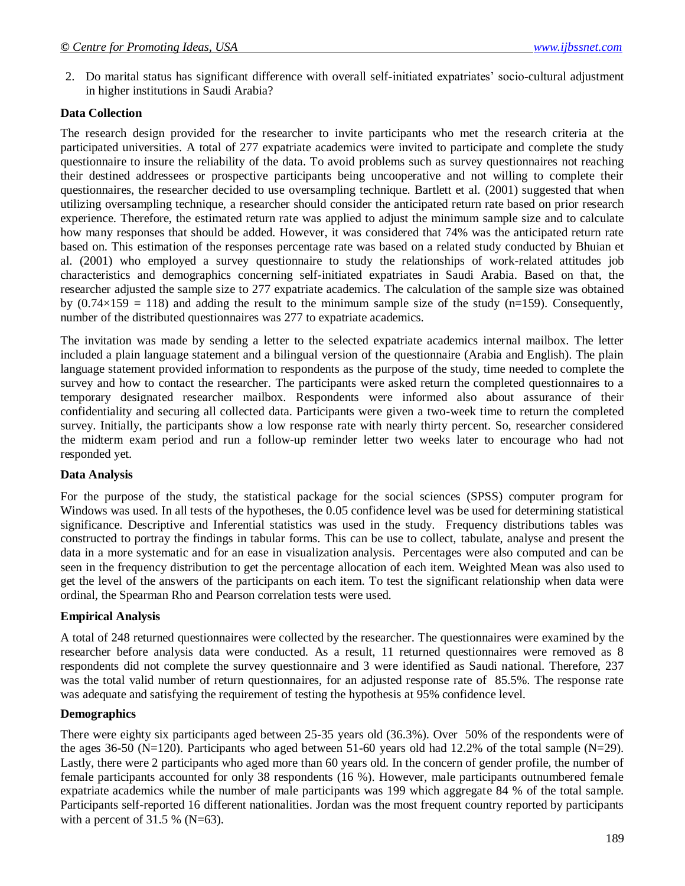2. Do marital status has significant difference with overall self-initiated expatriates' socio-cultural adjustment in higher institutions in Saudi Arabia?

**Data Collection**

The research design provided for the researcher to invite participants who met the research criteria at the participated universities. A total of 277 expatriate academics were invited to participate and complete the study questionnaire to insure the reliability of the data. To avoid problems such as survey questionnaires not reaching their destined addressees or prospective participants being uncooperative and not willing to complete their questionnaires, the researcher decided to use oversampling technique. Bartlett et al. (2001) suggested that when utilizing oversampling technique, a researcher should consider the anticipated return rate based on prior research experience. Therefore, the estimated return rate was applied to adjust the minimum sample size and to calculate how many responses that should be added. However, it was considered that 74% was the anticipated return rate based on. This estimation of the responses percentage rate was based on a related study conducted by Bhuian et al. (2001) who employed a survey questionnaire to study the relationships of work-related attitudes job characteristics and demographics concerning self-initiated expatriates in Saudi Arabia. Based on that, the researcher adjusted the sample size to 277 expatriate academics. The calculation of the sample size was obtained by ($0.74 \times 159 = 118$) and adding the result to the minimum sample size of the study (n=159). Consequently, number of the distributed questionnaires was 277 to expatriate academics.

The invitation was made by sending a letter to the selected expatriate academics internal mailbox. The letter included a plain language statement and a bilingual version of the questionnaire (Arabia and English). The plain language statement provided information to respondents as the purpose of the study, time needed to complete the survey and how to contact the researcher. The participants were asked return the completed questionnaires to a temporary designated researcher mailbox. Respondents were informed also about assurance of their confidentiality and securing all collected data. Participants were given a two-week time to return the completed survey. Initially, the participants show a low response rate with nearly thirty percent. So, researcher considered the midterm exam period and run a follow-up reminder letter two weeks later to encourage who had not responded yet.

**Data Analysis**

For the purpose of the study, the statistical package for the social sciences (SPSS) computer program for Windows was used. In all tests of the hypotheses, the 0.05 confidence level was be used for determining statistical significance. Descriptive and Inferential statistics was used in the study. Frequency distributions tables was constructed to portray the findings in tabular forms. This can be use to collect, tabulate, analyse and present the data in a more systematic and for an ease in visualization analysis. Percentages were also computed and can be seen in the frequency distribution to get the percentage allocation of each item. Weighted Mean was also used to get the level of the answers of the participants on each item. To test the significant relationship when data were ordinal, the Spearman Rho and Pearson correlation tests were used.

**Empirical Analysis**

A total of 248 returned questionnaires were collected by the researcher. The questionnaires were examined by the researcher before analysis data were conducted. As a result, 11 returned questionnaires were removed as 8 respondents did not complete the survey questionnaire and 3 were identified as Saudi national. Therefore, 237 was the total valid number of return questionnaires, for an adjusted response rate of 85.5%. The response rate was adequate and satisfying the requirement of testing the hypothesis at 95% confidence level.

**Demographics**

There were eighty six participants aged between 25-35 years old (36.3%). Over 50% of the respondents were of the ages 36-50 (N=120). Participants who aged between 51-60 years old had 12.2% of the total sample (N=29). Lastly, there were 2 participants who aged more than 60 years old. In the concern of gender profile, the number of female participants accounted for only 38 respondents (16 %). However, male participants outnumbered female expatriate academics while the number of male participants was 199 which aggregate 84 % of the total sample. Participants self-reported 16 different nationalities. Jordan was the most frequent country reported by participants with a percent of 31.5 % (N=63).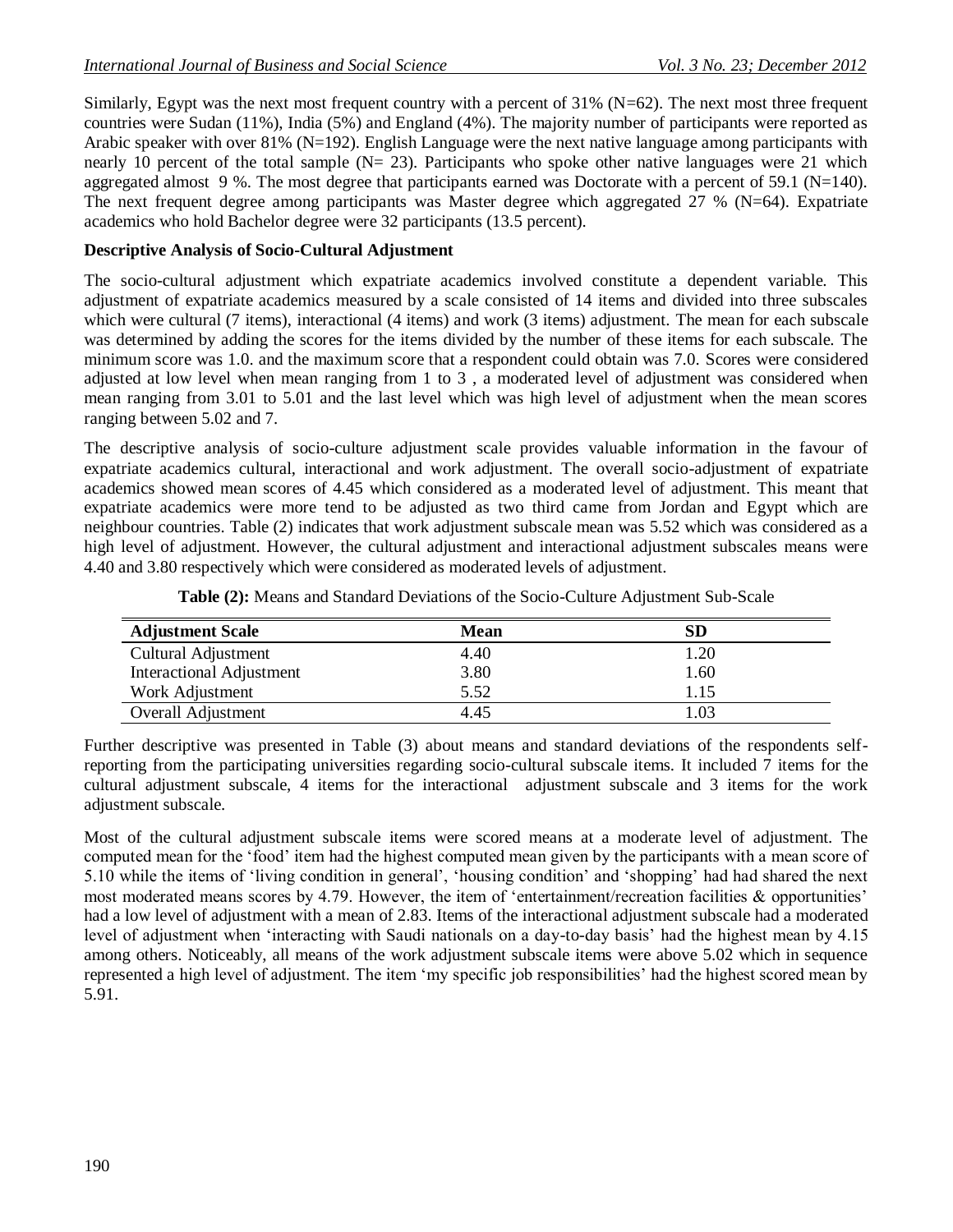Similarly, Egypt was the next most frequent country with a percent of 31% (N=62). The next most three frequent countries were Sudan (11%), India (5%) and England (4%). The majority number of participants were reported as Arabic speaker with over 81% (N=192). English Language were the next native language among participants with nearly 10 percent of the total sample (N= 23). Participants who spoke other native languages were 21 which aggregated almost 9 %. The most degree that participants earned was Doctorate with a percent of 59.1 (N=140). The next frequent degree among participants was Master degree which aggregated 27 % (N=64). Expatriate academics who hold Bachelor degree were 32 participants (13.5 percent).

**Descriptive Analysis of Socio-Cultural Adjustment**

The socio-cultural adjustment which expatriate academics involved constitute a dependent variable. This adjustment of expatriate academics measured by a scale consisted of 14 items and divided into three subscales which were cultural (7 items), interactional (4 items) and work (3 items) adjustment. The mean for each subscale was determined by adding the scores for the items divided by the number of these items for each subscale. The minimum score was 1.0. and the maximum score that a respondent could obtain was 7.0. Scores were considered adjusted at low level when mean ranging from 1 to 3 , a moderated level of adjustment was considered when mean ranging from 3.01 to 5.01 and the last level which was high level of adjustment when the mean scores ranging between 5.02 and 7.

The descriptive analysis of socio-culture adjustment scale provides valuable information in the favour of expatriate academics cultural, interactional and work adjustment. The overall socio-adjustment of expatriate academics showed mean scores of 4.45 which considered as a moderated level of adjustment. This meant that expatriate academics were more tend to be adjusted as two third came from Jordan and Egypt which are neighbour countries. Table (2) indicates that work adjustment subscale mean was 5.52 which was considered as a high level of adjustment. However, the cultural adjustment and interactional adjustment subscales means were 4.40 and 3.80 respectively which were considered as moderated levels of adjustment.

**Table (2):** Means and Standard Deviations of the Socio-Culture Adjustment Sub-Scale

| Adjustment Scale | Mean | SD |
|---|---|---|
| Cultural Adjustment | 4.40 | 1.20 |
| Interactional Adjustment | 3.80 | 1.60 |
| Work Adjustment | 5.52 | 1.15 |
| Overall Adjustment | 4.45 | 1.03 |

Further descriptive was presented in Table (3) about means and standard deviations of the respondents self-reporting from the participating universities regarding socio-cultural subscale items. It included 7 items for the cultural adjustment subscale, 4 items for the interactional adjustment subscale and 3 items for the work adjustment subscale.

Most of the cultural adjustment subscale items were scored means at a moderate level of adjustment. The computed mean for the 'food' item had the highest computed mean given by the participants with a mean score of 5.10 while the items of 'living condition in general', 'housing condition' and 'shopping' had had shared the next most moderated means scores by 4.79. However, the item of 'entertainment/recreation facilities & opportunities' had a low level of adjustment with a mean of 2.83. Items of the interactional adjustment subscale had a moderated level of adjustment when 'interacting with Saudi nationals on a day-to-day basis' had the highest mean by 4.15 among others. Noticeably, all means of the work adjustment subscale items were above 5.02 which in sequence represented a high level of adjustment. The item 'my specific job responsibilities' had the highest scored mean by 5.91.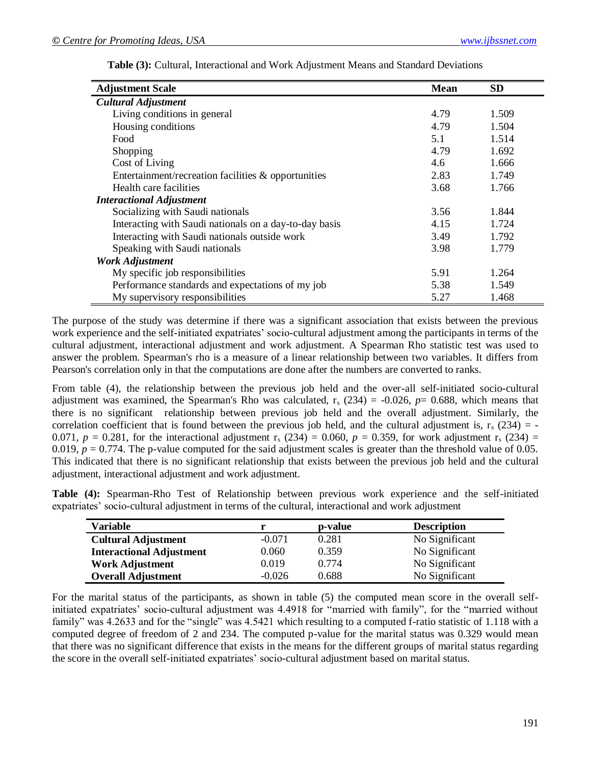**Table (3):** Cultural, Interactional and Work Adjustment Means and Standard Deviations

| Adjustment Scale | Mean | SD |
|---|---|---|
| ***Cultural Adjustment*** | | |
| Living conditions in general | 4.79 | 1.509 |
| Housing conditions | 4.79 | 1.504 |
| Food | 5.1 | 1.514 |
| Shopping | 4.79 | 1.692 |
| Cost of Living | 4.6 | 1.666 |
| Entertainment/recreation facilities & opportunities | 2.83 | 1.749 |
| Health care facilities | 3.68 | 1.766 |
| ***Interactional Adjustment*** | | |
| Socializing with Saudi nationals | 3.56 | 1.844 |
| Interacting with Saudi nationals on a day-to-day basis | 4.15 | 1.724 |
| Interacting with Saudi nationals outside work | 3.49 | 1.792 |
| Speaking with Saudi nationals | 3.98 | 1.779 |
| ***Work Adjustment*** | | |
| My specific job responsibilities | 5.91 | 1.264 |
| Performance standards and expectations of my job | 5.38 | 1.549 |
| My supervisory responsibilities | 5.27 | 1.468 |

The purpose of the study was determine if there was a significant association that exists between the previous work experience and the self-initiated expatriates' socio-cultural adjustment among the participants in terms of the cultural adjustment, interactional adjustment and work adjustment. A Spearman Rho statistic test was used to answer the problem. Spearman's rho is a measure of a linear relationship between two variables. It differs from Pearson's correlation only in that the computations are done after the numbers are converted to ranks.

From table (4), the relationship between the previous job held and the over-all self-initiated socio-cultural adjustment was examined, the Spearman's Rho was calculated, $r_s$ (234) = -0.026, $p$= 0.688, which means that there is no significant relationship between previous job held and the overall adjustment. Similarly, the correlation coefficient that is found between the previous job held, and the cultural adjustment is, $r_s$ (234) = -0.071, $p$ = 0.281, for the interactional adjustment $r_s$ (234) = 0.060, $p$ = 0.359, for work adjustment $r_s$ (234) = 0.019, $p$ = 0.774. The p-value computed for the said adjustment scales is greater than the threshold value of 0.05. This indicated that there is no significant relationship that exists between the previous job held and the cultural adjustment, interactional adjustment and work adjustment.

**Table (4):** Spearman-Rho Test of Relationship between previous work experience and the self-initiated expatriates' socio-cultural adjustment in terms of the cultural, interactional and work adjustment

| Variable | r | p-value | Description |
|---|---|---|---|
| **Cultural Adjustment** | -0.071 | 0.281 | No Significant |
| **Interactional Adjustment** | 0.060 | 0.359 | No Significant |
| **Work Adjustment** | 0.019 | 0.774 | No Significant |
| **Overall Adjustment** | -0.026 | 0.688 | No Significant |

For the marital status of the participants, as shown in table (5) the computed mean score in the overall self-initiated expatriates' socio-cultural adjustment was 4.4918 for "married with family", for the "married without family" was 4.2633 and for the "single" was 4.5421 which resulting to a computed f-ratio statistic of 1.118 with a computed degree of freedom of 2 and 234. The computed p-value for the marital status was 0.329 would mean that there was no significant difference that exists in the means for the different groups of marital status regarding the score in the overall self-initiated expatriates' socio-cultural adjustment based on marital status.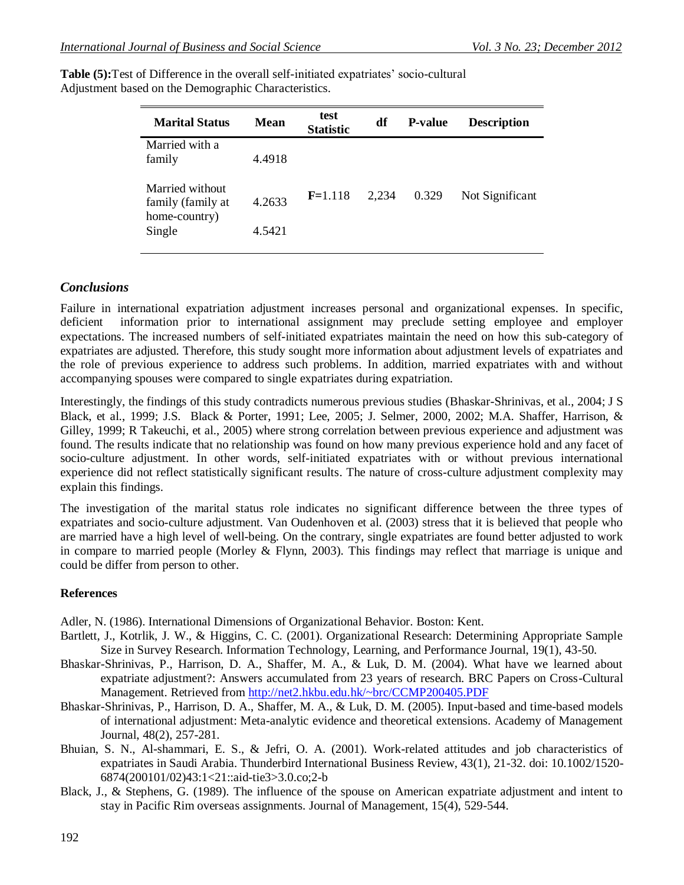**Table (5):**Test of Difference in the overall self-initiated expatriates' socio-cultural Adjustment based on the Demographic Characteristics.

| Marital Status | Mean | test Statistic | df | P-value | Description |
|---|---|---|---|---|---|
| Married with a family | 4.4918 | | | | |
| Married without family (family at home-country) | 4.2633 | **F**=1.118 | 2,234 | 0.329 | Not Significant |
| Single | 4.5421 | | | | |

## *Conclusions*

Failure in international expatriation adjustment increases personal and organizational expenses. In specific, deficient information prior to international assignment may preclude setting employee and employer expectations. The increased numbers of self-initiated expatriates maintain the need on how this sub-category of expatriates are adjusted. Therefore, this study sought more information about adjustment levels of expatriates and the role of previous experience to address such problems. In addition, married expatriates with and without accompanying spouses were compared to single expatriates during expatriation.

Interestingly, the findings of this study contradicts numerous previous studies (Bhaskar-Shrinivas, et al., 2004; J S Black, et al., 1999; J.S. Black & Porter, 1991; Lee, 2005; J. Selmer, 2000, 2002; M.A. Shaffer, Harrison, & Gilley, 1999; R Takeuchi, et al., 2005) where strong correlation between previous experience and adjustment was found. The results indicate that no relationship was found on how many previous experience hold and any facet of socio-culture adjustment. In other words, self-initiated expatriates with or without previous international experience did not reflect statistically significant results. The nature of cross-culture adjustment complexity may explain this findings.

The investigation of the marital status role indicates no significant difference between the three types of expatriates and socio-culture adjustment. Van Oudenhoven et al. (2003) stress that it is believed that people who are married have a high level of well-being. On the contrary, single expatriates are found better adjusted to work in compare to married people (Morley & Flynn, 2003). This findings may reflect that marriage is unique and could be differ from person to other.

### References

Adler, N. (1986). International Dimensions of Organizational Behavior. Boston: Kent.

Bartlett, J., Kotrlik, J. W., & Higgins, C. C. (2001). Organizational Research: Determining Appropriate Sample Size in Survey Research. Information Technology, Learning, and Performance Journal, 19(1), 43-50.

Bhaskar-Shrinivas, P., Harrison, D. A., Shaffer, M. A., & Luk, D. M. (2004). What have we learned about expatriate adjustment?: Answers accumulated from 23 years of research. BRC Papers on Cross-Cultural Management. Retrieved from http://net2.hkbu.edu.hk/~brc/CCMP200405.PDF

Bhaskar-Shrinivas, P., Harrison, D. A., Shaffer, M. A., & Luk, D. M. (2005). Input-based and time-based models of international adjustment: Meta-analytic evidence and theoretical extensions. Academy of Management Journal, 48(2), 257-281.

Bhuian, S. N., Al-shammari, E. S., & Jefri, O. A. (2001). Work-related attitudes and job characteristics of expatriates in Saudi Arabia. Thunderbird International Business Review, 43(1), 21-32. doi: 10.1002/1520-6874(200101/02)43:1<21::aid-tie3>3.0.co;2-b

Black, J., & Stephens, G. (1989). The influence of the spouse on American expatriate adjustment and intent to stay in Pacific Rim overseas assignments. Journal of Management, 15(4), 529-544.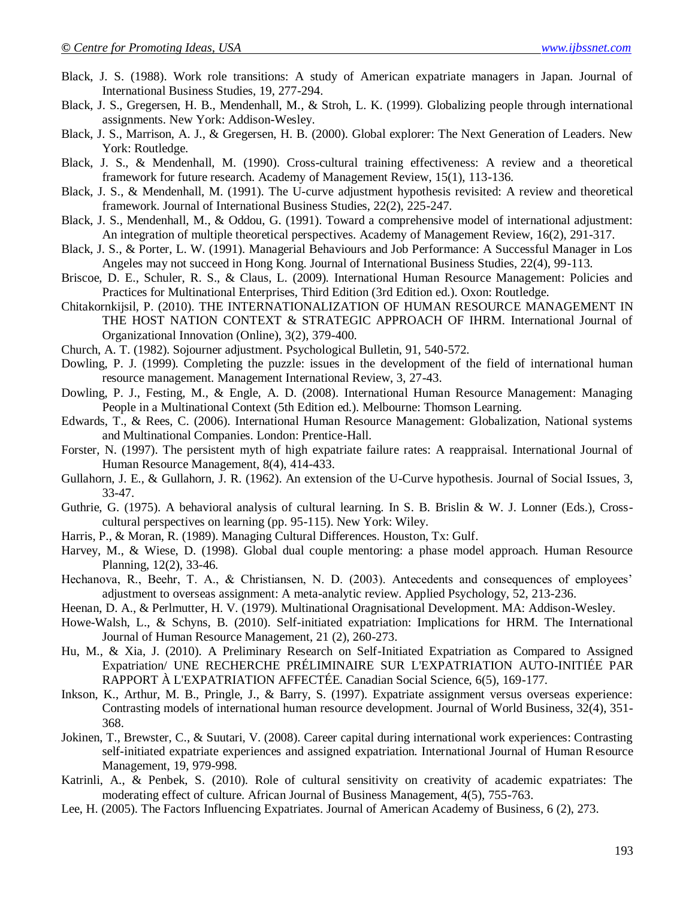Black, J. S. (1988). Work role transitions: A study of American expatriate managers in Japan. Journal of International Business Studies, 19, 277-294.

Black, J. S., Gregersen, H. B., Mendenhall, M., & Stroh, L. K. (1999). Globalizing people through international assignments. New York: Addison-Wesley.

Black, J. S., Marrison, A. J., & Gregersen, H. B. (2000). Global explorer: The Next Generation of Leaders. New York: Routledge.

Black, J. S., & Mendenhall, M. (1990). Cross-cultural training effectiveness: A review and a theoretical framework for future research. Academy of Management Review, 15(1), 113-136.

Black, J. S., & Mendenhall, M. (1991). The U-curve adjustment hypothesis revisited: A review and theoretical framework. Journal of International Business Studies, 22(2), 225-247.

Black, J. S., Mendenhall, M., & Oddou, G. (1991). Toward a comprehensive model of international adjustment: An integration of multiple theoretical perspectives. Academy of Management Review, 16(2), 291-317.

Black, J. S., & Porter, L. W. (1991). Managerial Behaviours and Job Performance: A Successful Manager in Los Angeles may not succeed in Hong Kong. Journal of International Business Studies, 22(4), 99-113.

Briscoe, D. E., Schuler, R. S., & Claus, L. (2009). International Human Resource Management: Policies and Practices for Multinational Enterprises, Third Edition (3rd Edition ed.). Oxon: Routledge.

Chitakornkijsil, P. (2010). THE INTERNATIONALIZATION OF HUMAN RESOURCE MANAGEMENT IN THE HOST NATION CONTEXT & STRATEGIC APPROACH OF IHRM. International Journal of Organizational Innovation (Online), 3(2), 379-400.

Church, A. T. (1982). Sojourner adjustment. Psychological Bulletin, 91, 540-572.

Dowling, P. J. (1999). Completing the puzzle: issues in the development of the field of international human resource management. Management International Review, 3, 27-43.

Dowling, P. J., Festing, M., & Engle, A. D. (2008). International Human Resource Management: Managing People in a Multinational Context (5th Edition ed.). Melbourne: Thomson Learning.

Edwards, T., & Rees, C. (2006). International Human Resource Management: Globalization, National systems and Multinational Companies. London: Prentice-Hall.

Forster, N. (1997). The persistent myth of high expatriate failure rates: A reappraisal. International Journal of Human Resource Management, 8(4), 414-433.

Gullahorn, J. E., & Gullahorn, J. R. (1962). An extension of the U-Curve hypothesis. Journal of Social Issues, 3, 33-47.

Guthrie, G. (1975). A behavioral analysis of cultural learning. In S. B. Brislin & W. J. Lonner (Eds.), Cross-cultural perspectives on learning (pp. 95-115). New York: Wiley.

Harris, P., & Moran, R. (1989). Managing Cultural Differences. Houston, Tx: Gulf.

Harvey, M., & Wiese, D. (1998). Global dual couple mentoring: a phase model approach. Human Resource Planning, 12(2), 33-46.

Hechanova, R., Beehr, T. A., & Christiansen, N. D. (2003). Antecedents and consequences of employees' adjustment to overseas assignment: A meta-analytic review. Applied Psychology, 52, 213-236.

Heenan, D. A., & Perlmutter, H. V. (1979). Multinational Oragnisational Development. MA: Addison-Wesley.

Howe-Walsh, L., & Schyns, B. (2010). Self-initiated expatriation: Implications for HRM. The International Journal of Human Resource Management, 21 (2), 260-273.

Hu, M., & Xia, J. (2010). A Preliminary Research on Self-Initiated Expatriation as Compared to Assigned Expatriation/ UNE RECHERCHE PRÉLIMINAIRE SUR L'EXPATRIATION AUTO-INITIÉE PAR RAPPORT À L'EXPATRIATION AFFECTÉE. Canadian Social Science, 6(5), 169-177.

Inkson, K., Arthur, M. B., Pringle, J., & Barry, S. (1997). Expatriate assignment versus overseas experience: Contrasting models of international human resource development. Journal of World Business, 32(4), 351-368.

Jokinen, T., Brewster, C., & Suutari, V. (2008). Career capital during international work experiences: Contrasting self-initiated expatriate experiences and assigned expatriation. International Journal of Human Resource Management, 19, 979-998.

Katrinli, A., & Penbek, S. (2010). Role of cultural sensitivity on creativity of academic expatriates: The moderating effect of culture. African Journal of Business Management, 4(5), 755-763.

Lee, H. (2005). The Factors Influencing Expatriates. Journal of American Academy of Business, 6 (2), 273.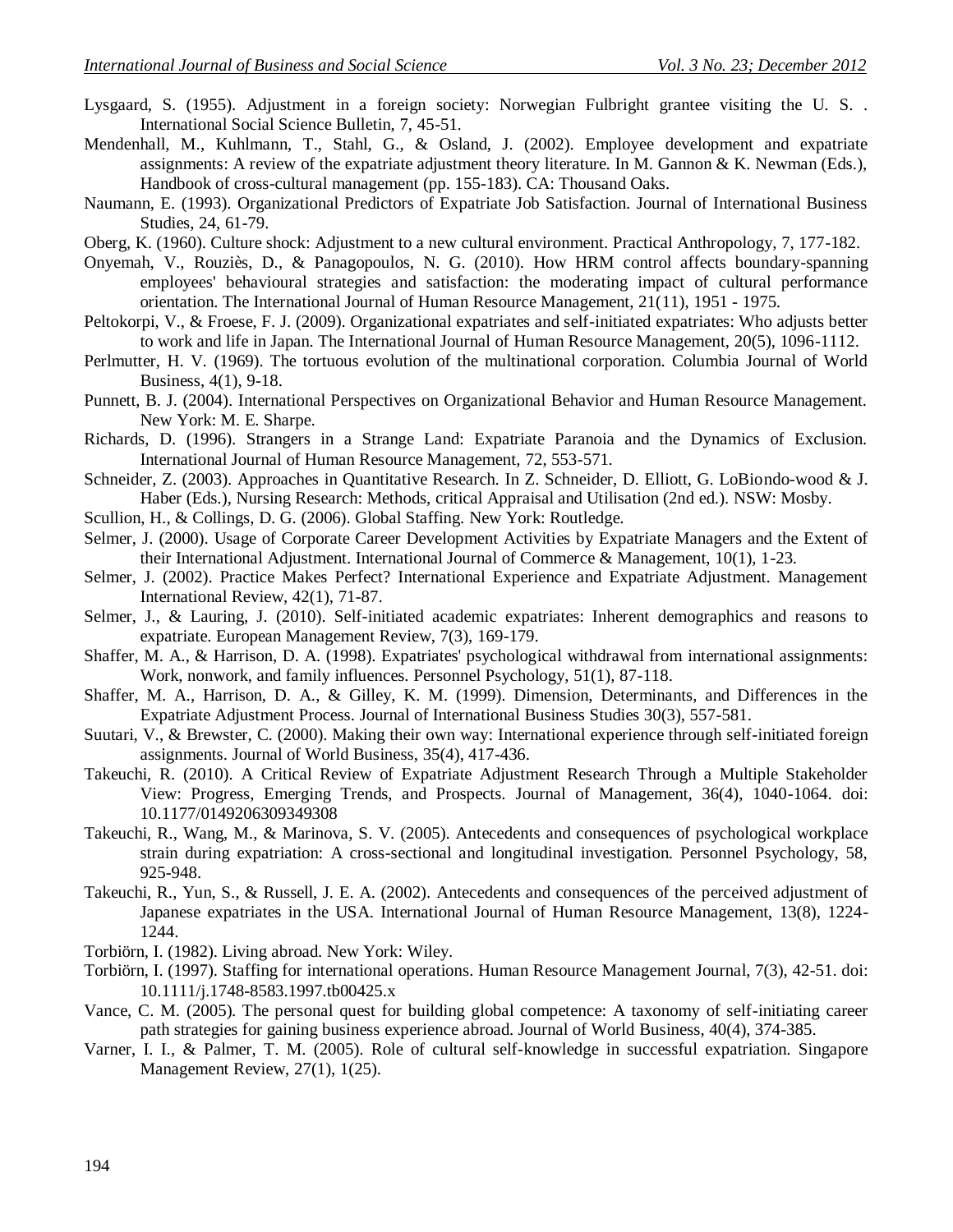Lysgaard, S. (1955). Adjustment in a foreign society: Norwegian Fulbright grantee visiting the U. S. . International Social Science Bulletin, 7, 45-51.

Mendenhall, M., Kuhlmann, T., Stahl, G., & Osland, J. (2002). Employee development and expatriate assignments: A review of the expatriate adjustment theory literature. In M. Gannon & K. Newman (Eds.), Handbook of cross-cultural management (pp. 155-183). CA: Thousand Oaks.

Naumann, E. (1993). Organizational Predictors of Expatriate Job Satisfaction. Journal of International Business Studies, 24, 61-79.

Oberg, K. (1960). Culture shock: Adjustment to a new cultural environment. Practical Anthropology, 7, 177-182.

Onyemah, V., Rouziès, D., & Panagopoulos, N. G. (2010). How HRM control affects boundary-spanning employees' behavioural strategies and satisfaction: the moderating impact of cultural performance orientation. The International Journal of Human Resource Management, 21(11), 1951 - 1975.

Peltokorpi, V., & Froese, F. J. (2009). Organizational expatriates and self-initiated expatriates: Who adjusts better to work and life in Japan. The International Journal of Human Resource Management, 20(5), 1096-1112.

Perlmutter, H. V. (1969). The tortuous evolution of the multinational corporation. Columbia Journal of World Business, 4(1), 9-18.

Punnett, B. J. (2004). International Perspectives on Organizational Behavior and Human Resource Management. New York: M. E. Sharpe.

Richards, D. (1996). Strangers in a Strange Land: Expatriate Paranoia and the Dynamics of Exclusion. International Journal of Human Resource Management, 72, 553-571.

Schneider, Z. (2003). Approaches in Quantitative Research. In Z. Schneider, D. Elliott, G. LoBiondo-wood & J. Haber (Eds.), Nursing Research: Methods, critical Appraisal and Utilisation (2nd ed.). NSW: Mosby.

Scullion, H., & Collings, D. G. (2006). Global Staffing. New York: Routledge.

Selmer, J. (2000). Usage of Corporate Career Development Activities by Expatriate Managers and the Extent of their International Adjustment. International Journal of Commerce & Management, 10(1), 1-23.

Selmer, J. (2002). Practice Makes Perfect? International Experience and Expatriate Adjustment. Management International Review, 42(1), 71-87.

Selmer, J., & Lauring, J. (2010). Self-initiated academic expatriates: Inherent demographics and reasons to expatriate. European Management Review, 7(3), 169-179.

Shaffer, M. A., & Harrison, D. A. (1998). Expatriates' psychological withdrawal from international assignments: Work, nonwork, and family influences. Personnel Psychology, 51(1), 87-118.

Shaffer, M. A., Harrison, D. A., & Gilley, K. M. (1999). Dimension, Determinants, and Differences in the Expatriate Adjustment Process. Journal of International Business Studies 30(3), 557-581.

Suutari, V., & Brewster, C. (2000). Making their own way: International experience through self-initiated foreign assignments. Journal of World Business, 35(4), 417-436.

Takeuchi, R. (2010). A Critical Review of Expatriate Adjustment Research Through a Multiple Stakeholder View: Progress, Emerging Trends, and Prospects. Journal of Management, 36(4), 1040-1064. doi: 10.1177/0149206309349308

Takeuchi, R., Wang, M., & Marinova, S. V. (2005). Antecedents and consequences of psychological workplace strain during expatriation: A cross-sectional and longitudinal investigation. Personnel Psychology, 58, 925-948.

Takeuchi, R., Yun, S., & Russell, J. E. A. (2002). Antecedents and consequences of the perceived adjustment of Japanese expatriates in the USA. International Journal of Human Resource Management, 13(8), 1224-1244.

Torbiörn, I. (1982). Living abroad. New York: Wiley.

Torbiörn, I. (1997). Staffing for international operations. Human Resource Management Journal, 7(3), 42-51. doi: 10.1111/j.1748-8583.1997.tb00425.x

Vance, C. M. (2005). The personal quest for building global competence: A taxonomy of self-initiating career path strategies for gaining business experience abroad. Journal of World Business, 40(4), 374-385.

Varner, I. I., & Palmer, T. M. (2005). Role of cultural self-knowledge in successful expatriation. Singapore Management Review, 27(1), 1(25).